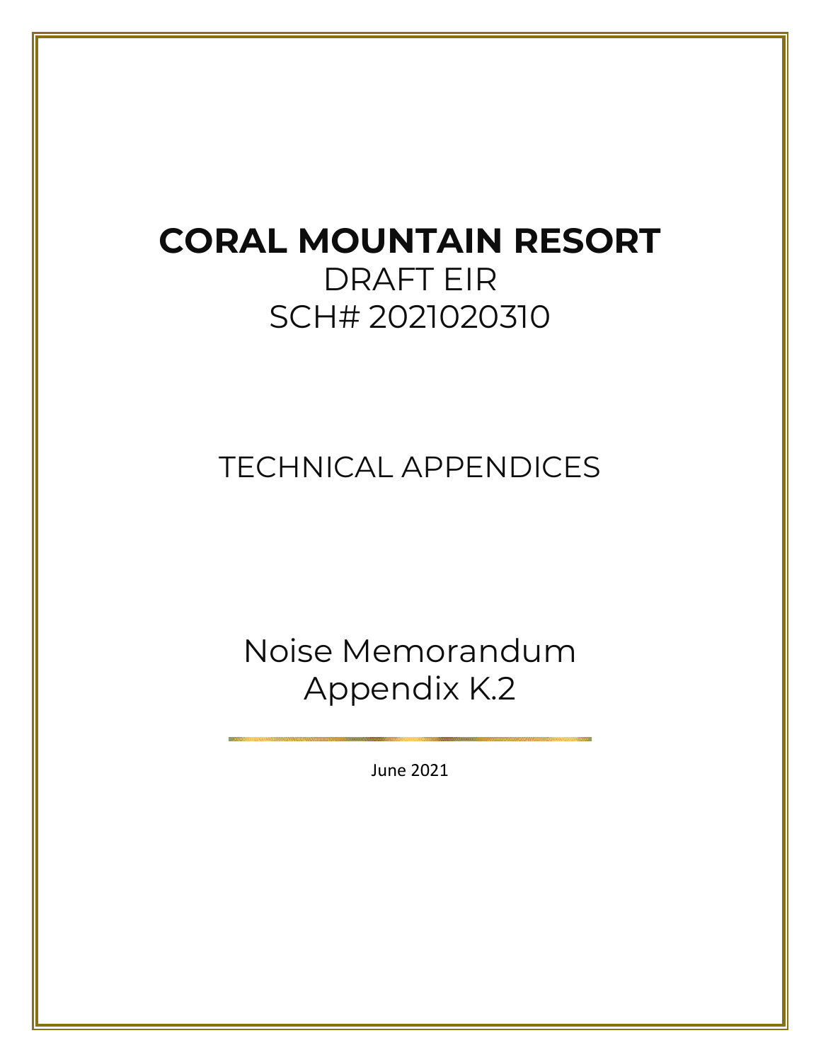# CORAL MOUNTAIN RESORT

DRAFT EIR

SCH# 2021020310

TECHNICAL APPENDICES

Noise Memorandum

Appendix K.2

June 2021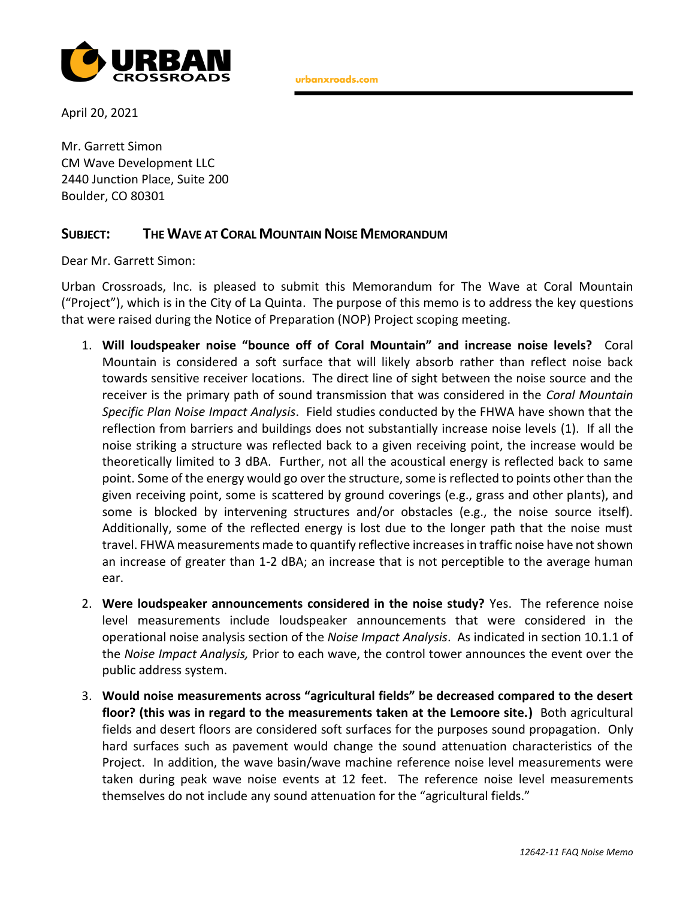April 20, 2021

Mr. Garrett Simon
CM Wave Development LLC
2440 Junction Place, Suite 200
Boulder, CO 80301

**SUBJECT: THE WAVE AT CORAL MOUNTAIN NOISE MEMORANDUM**

Dear Mr. Garrett Simon:

Urban Crossroads, Inc. is pleased to submit this Memorandum for The Wave at Coral Mountain ("Project"), which is in the City of La Quinta. The purpose of this memo is to address the key questions that were raised during the Notice of Preparation (NOP) Project scoping meeting.

1. **Will loudspeaker noise "bounce off of Coral Mountain" and increase noise levels?** Coral Mountain is considered a soft surface that will likely absorb rather than reflect noise back towards sensitive receiver locations. The direct line of sight between the noise source and the receiver is the primary path of sound transmission that was considered in the *Coral Mountain Specific Plan Noise Impact Analysis*. Field studies conducted by the FHWA have shown that the reflection from barriers and buildings does not substantially increase noise levels (1). If all the noise striking a structure was reflected back to a given receiving point, the increase would be theoretically limited to 3 dBA. Further, not all the acoustical energy is reflected back to same point. Some of the energy would go over the structure, some is reflected to points other than the given receiving point, some is scattered by ground coverings (e.g., grass and other plants), and some is blocked by intervening structures and/or obstacles (e.g., the noise source itself). Additionally, some of the reflected energy is lost due to the longer path that the noise must travel. FHWA measurements made to quantify reflective increases in traffic noise have not shown an increase of greater than 1-2 dBA; an increase that is not perceptible to the average human ear.

2. **Were loudspeaker announcements considered in the noise study?** Yes. The reference noise level measurements include loudspeaker announcements that were considered in the operational noise analysis section of the *Noise Impact Analysis*. As indicated in section 10.1.1 of the *Noise Impact Analysis,* Prior to each wave, the control tower announces the event over the public address system.

3. **Would noise measurements across "agricultural fields" be decreased compared to the desert floor? (this was in regard to the measurements taken at the Lemoore site.)** Both agricultural fields and desert floors are considered soft surfaces for the purposes sound propagation. Only hard surfaces such as pavement would change the sound attenuation characteristics of the Project. In addition, the wave basin/wave machine reference noise level measurements were taken during peak wave noise events at 12 feet. The reference noise level measurements themselves do not include any sound attenuation for the "agricultural fields."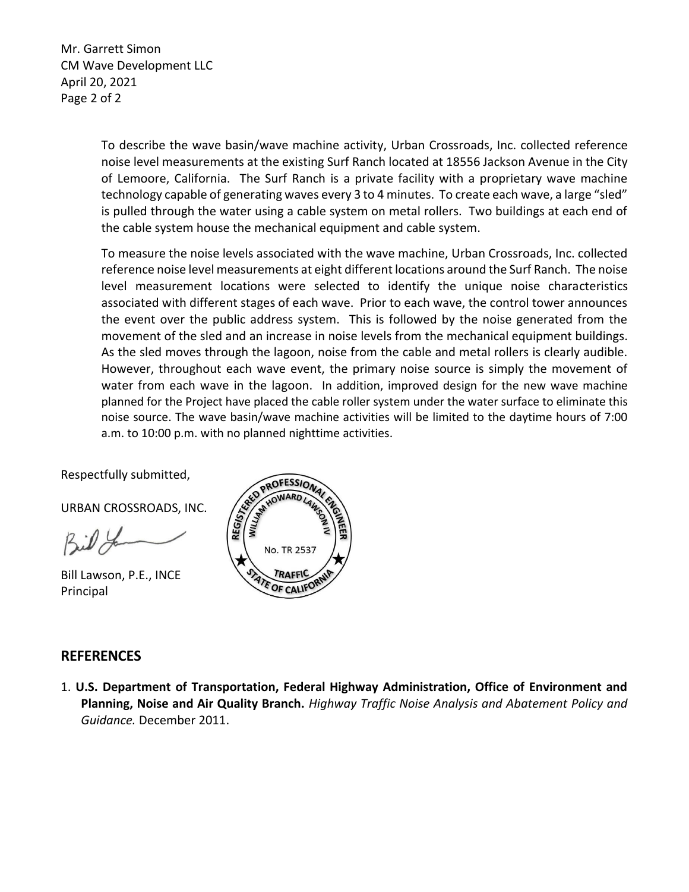To describe the wave basin/wave machine activity, Urban Crossroads, Inc. collected reference noise level measurements at the existing Surf Ranch located at 18556 Jackson Avenue in the City of Lemoore, California. The Surf Ranch is a private facility with a proprietary wave machine technology capable of generating waves every 3 to 4 minutes. To create each wave, a large "sled" is pulled through the water using a cable system on metal rollers. Two buildings at each end of the cable system house the mechanical equipment and cable system.

To measure the noise levels associated with the wave machine, Urban Crossroads, Inc. collected reference noise level measurements at eight different locations around the Surf Ranch. The noise level measurement locations were selected to identify the unique noise characteristics associated with different stages of each wave. Prior to each wave, the control tower announces the event over the public address system. This is followed by the noise generated from the movement of the sled and an increase in noise levels from the mechanical equipment buildings. As the sled moves through the lagoon, noise from the cable and metal rollers is clearly audible. However, throughout each wave event, the primary noise source is simply the movement of water from each wave in the lagoon. In addition, improved design for the new wave machine planned for the Project have placed the cable roller system under the water surface to eliminate this noise source. The wave basin/wave machine activities will be limited to the daytime hours of 7:00 a.m. to 10:00 p.m. with no planned nighttime activities.

Respectfully submitted,

URBAN CROSSROADS, INC.

Bill Lawson, P.E., INCE
Principal

REGISTERED PROFESSIONAL ENGINEER
WILLIAM HOWARD LAWSON IV
No. TR 2537
TRAFFIC
STATE OF CALIFORNIA

## REFERENCES

1. **U.S. Department of Transportation, Federal Highway Administration, Office of Environment and Planning, Noise and Air Quality Branch.** *Highway Traffic Noise Analysis and Abatement Policy and Guidance.* December 2011.